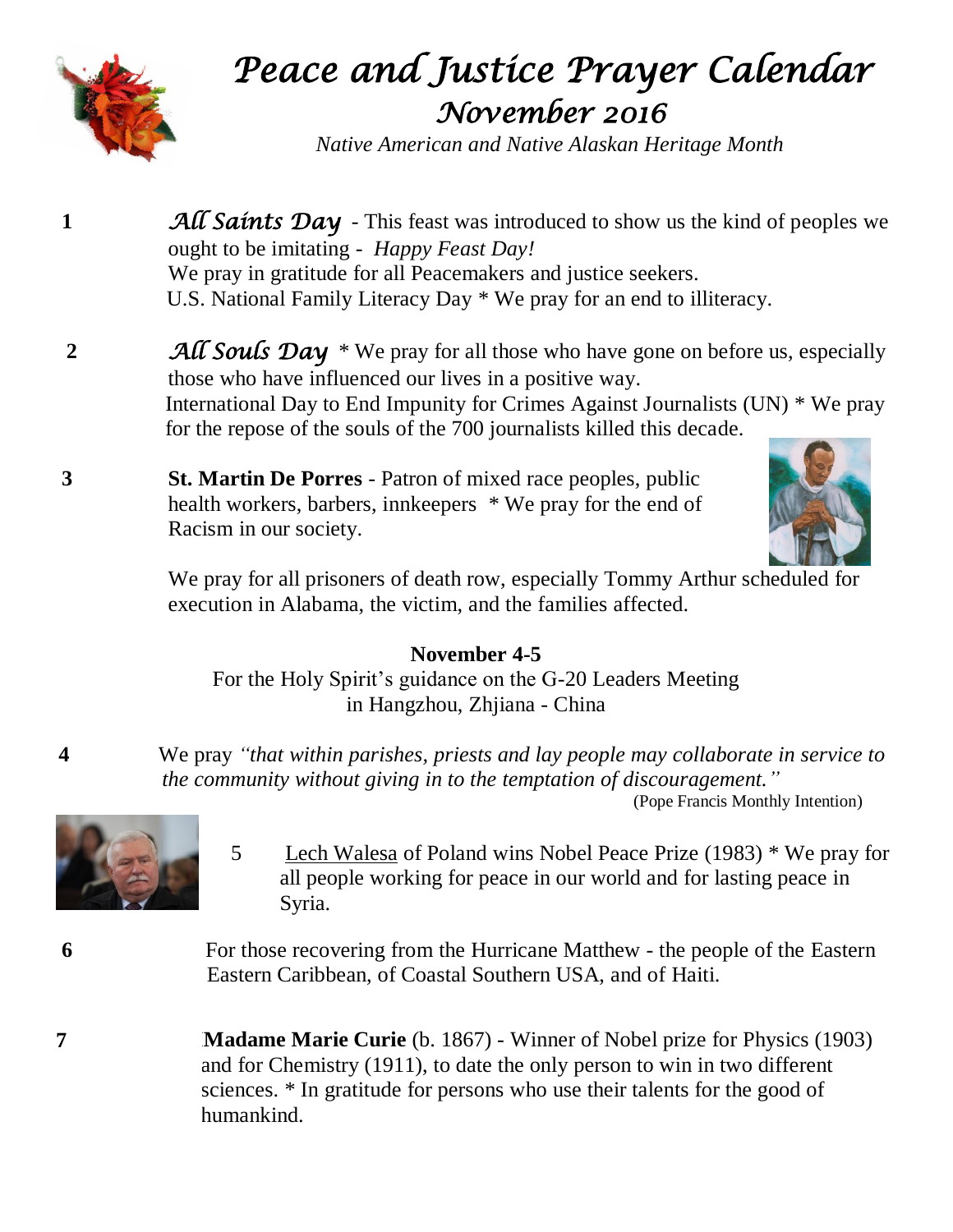# *Peace and Justice Prayer Calendar*

## *November 2016*

*Native American and Native Alaskan Heritage Month*

**1** *All Saints Day* - This feast was introduced to show us the kind of peoples we ought to be imitating - *Happy Feast Day!*
We pray in gratitude for all Peacemakers and justice seekers.
U.S. National Family Literacy Day * We pray for an end to illiteracy.

**2** *All Souls Day* * We pray for all those who have gone on before us, especially those who have influenced our lives in a positive way.
International Day to End Impunity for Crimes Against Journalists (UN) * We pray for the repose of the souls of the 700 journalists killed this decade.

**3** **St. Martin De Porres** - Patron of mixed race peoples, public health workers, barbers, innkeepers * We pray for the end of Racism in our society.

We pray for all prisoners of death row, especially Tommy Arthur scheduled for execution in Alabama, the victim, and the families affected.

**November 4-5**

For the Holy Spirit's guidance on the G-20 Leaders Meeting in Hangzhou, Zhjiana - China

**4** We pray *"that within parishes, priests and lay people may collaborate in service to the community without giving in to the temptation of discouragement."*
(Pope Francis Monthly Intention)

**5** Lech Walesa of Poland wins Nobel Peace Prize (1983) * We pray for all people working for peace in our world and for lasting peace in Syria.

**6** For those recovering from the Hurricane Matthew - the people of the Eastern Eastern Caribbean, of Coastal Southern USA, and of Haiti.

**7** **Madame Marie Curie** (b. 1867) - Winner of Nobel prize for Physics (1903) and for Chemistry (1911), to date the only person to win in two different sciences. * In gratitude for persons who use their talents for the good of humankind.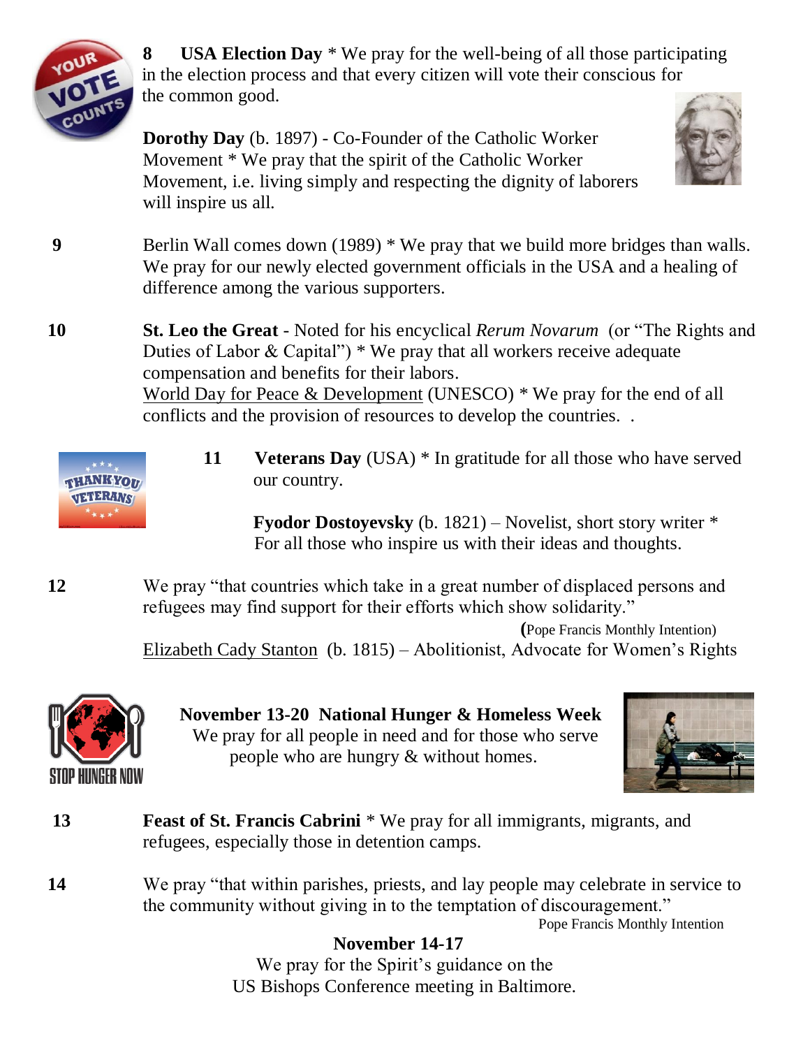**8** **USA Election Day** * We pray for the well-being of all those participating in the election process and that every citizen will vote their conscious for the common good.

**Dorothy Day** (b. 1897) - Co-Founder of the Catholic Worker Movement * We pray that the spirit of the Catholic Worker Movement, i.e. living simply and respecting the dignity of laborers will inspire us all.

**9** Berlin Wall comes down (1989) * We pray that we build more bridges than walls. We pray for our newly elected government officials in the USA and a healing of difference among the various supporters.

**10** **St. Leo the Great** - Noted for his encyclical *Rerum Novarum* (or "The Rights and Duties of Labor & Capital") * We pray that all workers receive adequate compensation and benefits for their labors.
World Day for Peace & Development (UNESCO) * We pray for the end of all conflicts and the provision of resources to develop the countries. .

**11** **Veterans Day** (USA) * In gratitude for all those who have served our country.

**Fyodor Dostoyevsky** (b. 1821) – Novelist, short story writer * For all those who inspire us with their ideas and thoughts.

**12** We pray "that countries which take in a great number of displaced persons and refugees may find support for their efforts which show solidarity."
(Pope Francis Monthly Intention)
Elizabeth Cady Stanton (b. 1815) – Abolitionist, Advocate for Women's Rights

**November 13-20 National Hunger & Homeless Week**
We pray for all people in need and for those who serve people who are hungry & without homes.

**13** **Feast of St. Francis Cabrini** * We pray for all immigrants, migrants, and refugees, especially those in detention camps.

**14** We pray "that within parishes, priests, and lay people may celebrate in service to the community without giving in to the temptation of discouragement."
Pope Francis Monthly Intention

**November 14-17**
We pray for the Spirit's guidance on the US Bishops Conference meeting in Baltimore.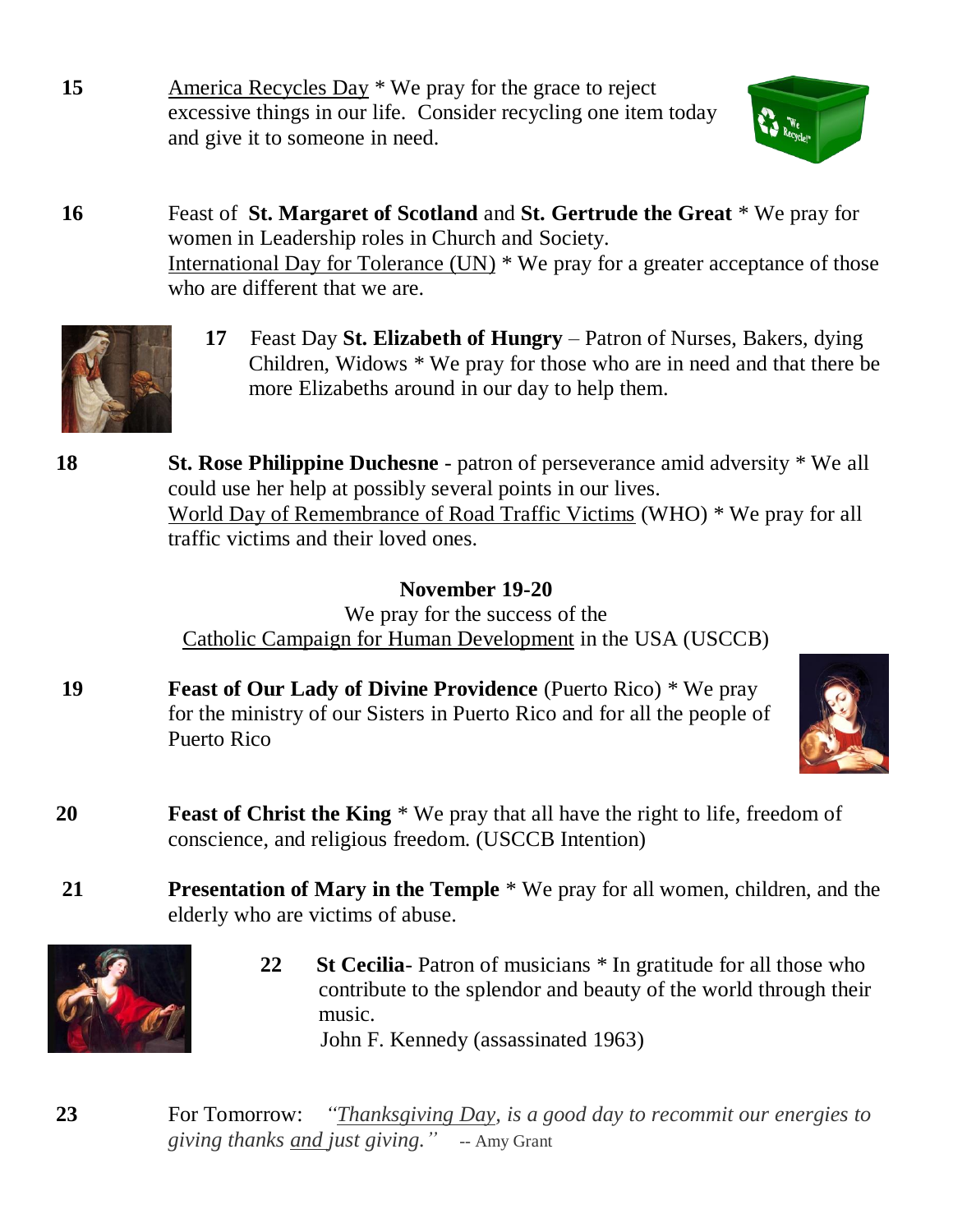15 America Recycles Day * We pray for the grace to reject excessive things in our life. Consider recycling one item today and give it to someone in need.

16 Feast of **St. Margaret of Scotland** and **St. Gertrude the Great** * We pray for women in Leadership roles in Church and Society.
International Day for Tolerance (UN) * We pray for a greater acceptance of those who are different that we are.

**17** Feast Day **St. Elizabeth of Hungry** – Patron of Nurses, Bakers, dying Children, Widows * We pray for those who are in need and that there be more Elizabeths around in our day to help them.

18 **St. Rose Philippine Duchesne** - patron of perseverance amid adversity * We all could use her help at possibly several points in our lives.
World Day of Remembrance of Road Traffic Victims (WHO) * We pray for all traffic victims and their loved ones.

**November 19-20**

We pray for the success of the
Catholic Campaign for Human Development in the USA (USCCB)

19 **Feast of Our Lady of Divine Providence** (Puerto Rico) * We pray for the ministry of our Sisters in Puerto Rico and for all the people of Puerto Rico

20 **Feast of Christ the King** * We pray that all have the right to life, freedom of conscience, and religious freedom. (USCCB Intention)

21 **Presentation of Mary in the Temple** * We pray for all women, children, and the elderly who are victims of abuse.

**22** **St Cecilia**- Patron of musicians * In gratitude for all those who contribute to the splendor and beauty of the world through their music.
John F. Kennedy (assassinated 1963)

23 For Tomorrow: *"Thanksgiving Day, is a good day to recommit our energies to giving thanks and just giving."* -- Amy Grant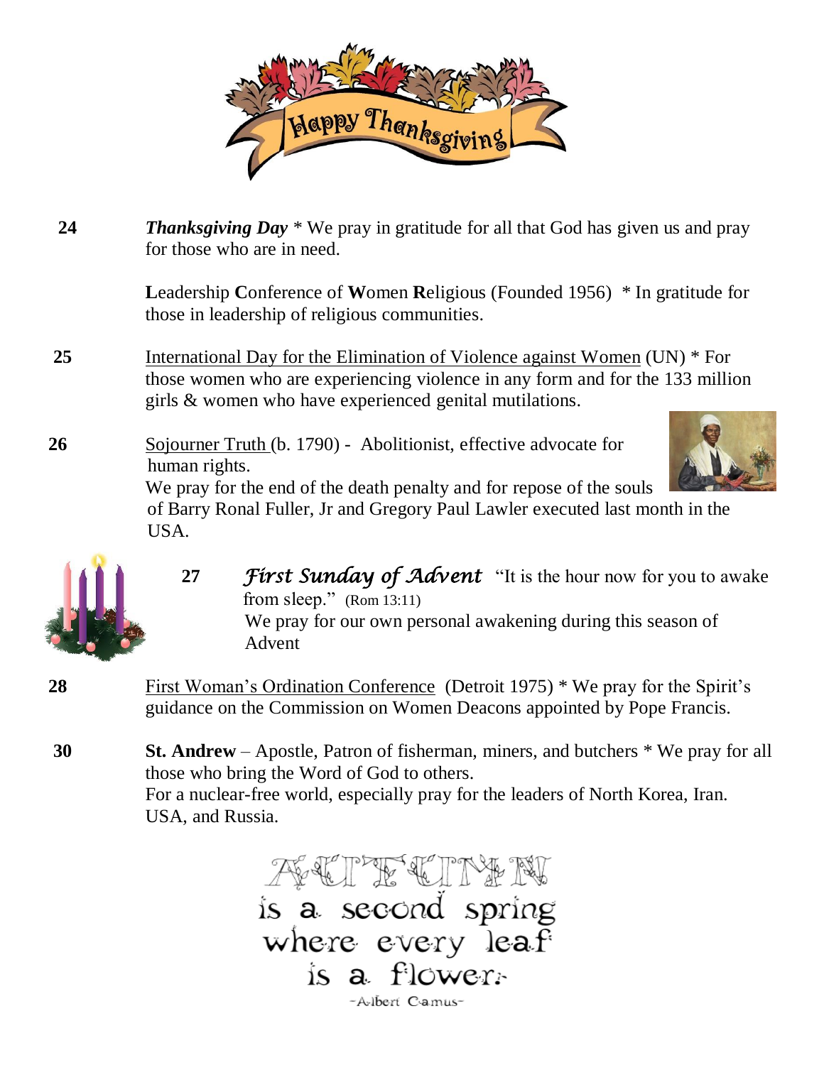Happy Thanksgiving

**24** ***Thanksgiving Day*** * We pray in gratitude for all that God has given us and pray for those who are in need.

**L**eadership **C**onference of **W**omen **R**eligious (Founded 1956) * In gratitude for those in leadership of religious communities.

**25** International Day for the Elimination of Violence against Women (UN) * For those women who are experiencing violence in any form and for the 133 million girls & women who have experienced genital mutilations.

**26** Sojourner Truth (b. 1790) - Abolitionist, effective advocate for human rights.
We pray for the end of the death penalty and for repose of the souls of Barry Ronal Fuller, Jr and Gregory Paul Lawler executed last month in the USA.

**27** ***First Sunday of Advent*** "It is the hour now for you to awake from sleep." (Rom 13:11)
We pray for our own personal awakening during this season of Advent

**28** First Woman's Ordination Conference (Detroit 1975) * We pray for the Spirit's guidance on the Commission on Women Deacons appointed by Pope Francis.

**30** **St. Andrew** – Apostle, Patron of fisherman, miners, and butchers * We pray for all those who bring the Word of God to others.
For a nuclear-free world, especially pray for the leaders of North Korea, Iran. USA, and Russia.

AUTUMN is a second spring where every leaf is a flower.
-Albert Camus-